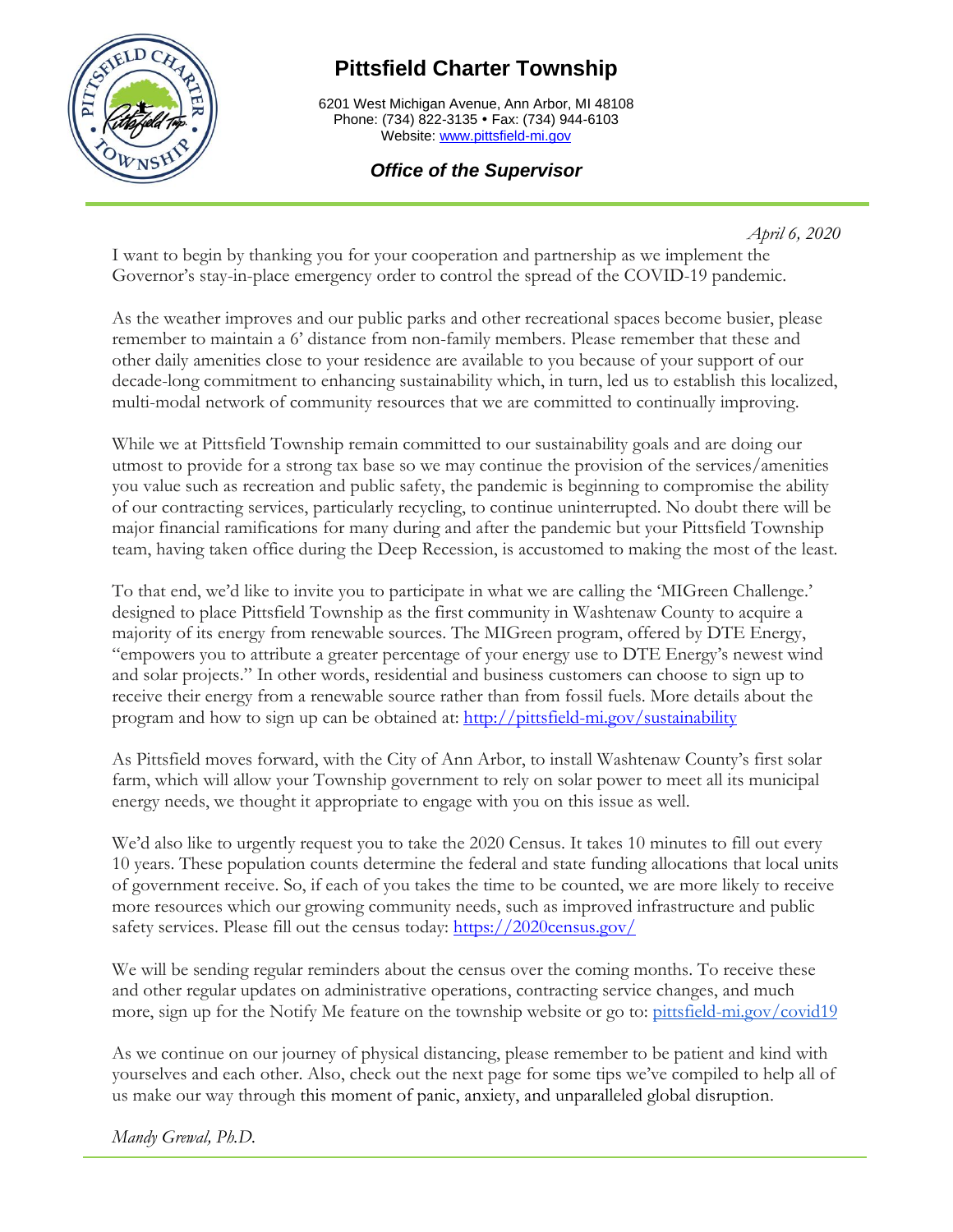# Pittsfield Charter Township

6201 West Michigan Avenue, Ann Arbor, MI 48108
Phone: (734) 822-3135 • Fax: (734) 944-6103
Website: [www.pittsfield-mi.gov](www.pittsfield-mi.gov)

***Office of the Supervisor***

*April 6, 2020*

I want to begin by thanking you for your cooperation and partnership as we implement the Governor's stay-in-place emergency order to control the spread of the COVID-19 pandemic.

As the weather improves and our public parks and other recreational spaces become busier, please remember to maintain a 6' distance from non-family members. Please remember that these and other daily amenities close to your residence are available to you because of your support of our decade-long commitment to enhancing sustainability which, in turn, led us to establish this localized, multi-modal network of community resources that we are committed to continually improving.

While we at Pittsfield Township remain committed to our sustainability goals and are doing our utmost to provide for a strong tax base so we may continue the provision of the services/amenities you value such as recreation and public safety, the pandemic is beginning to compromise the ability of our contracting services, particularly recycling, to continue uninterrupted. No doubt there will be major financial ramifications for many during and after the pandemic but your Pittsfield Township team, having taken office during the Deep Recession, is accustomed to making the most of the least.

To that end, we'd like to invite you to participate in what we are calling the 'MIGreen Challenge.' designed to place Pittsfield Township as the first community in Washtenaw County to acquire a majority of its energy from renewable sources. The MIGreen program, offered by DTE Energy, "empowers you to attribute a greater percentage of your energy use to DTE Energy's newest wind and solar projects." In other words, residential and business customers can choose to sign up to receive their energy from a renewable source rather than from fossil fuels. More details about the program and how to sign up can be obtained at: [http://pittsfield-mi.gov/sustainability](http://pittsfield-mi.gov/sustainability)

As Pittsfield moves forward, with the City of Ann Arbor, to install Washtenaw County's first solar farm, which will allow your Township government to rely on solar power to meet all its municipal energy needs, we thought it appropriate to engage with you on this issue as well.

We'd also like to urgently request you to take the 2020 Census. It takes 10 minutes to fill out every 10 years. These population counts determine the federal and state funding allocations that local units of government receive. So, if each of you takes the time to be counted, we are more likely to receive more resources which our growing community needs, such as improved infrastructure and public safety services. Please fill out the census today: [https://2020census.gov/](https://2020census.gov/)

We will be sending regular reminders about the census over the coming months. To receive these and other regular updates on administrative operations, contracting service changes, and much more, sign up for the Notify Me feature on the township website or go to: [pittsfield-mi.gov/covid19](pittsfield-mi.gov/covid19)

As we continue on our journey of physical distancing, please remember to be patient and kind with yourselves and each other. Also, check out the next page for some tips we've compiled to help all of us make our way through this moment of panic, anxiety, and unparalleled global disruption.

*Mandy Grewal, Ph.D.*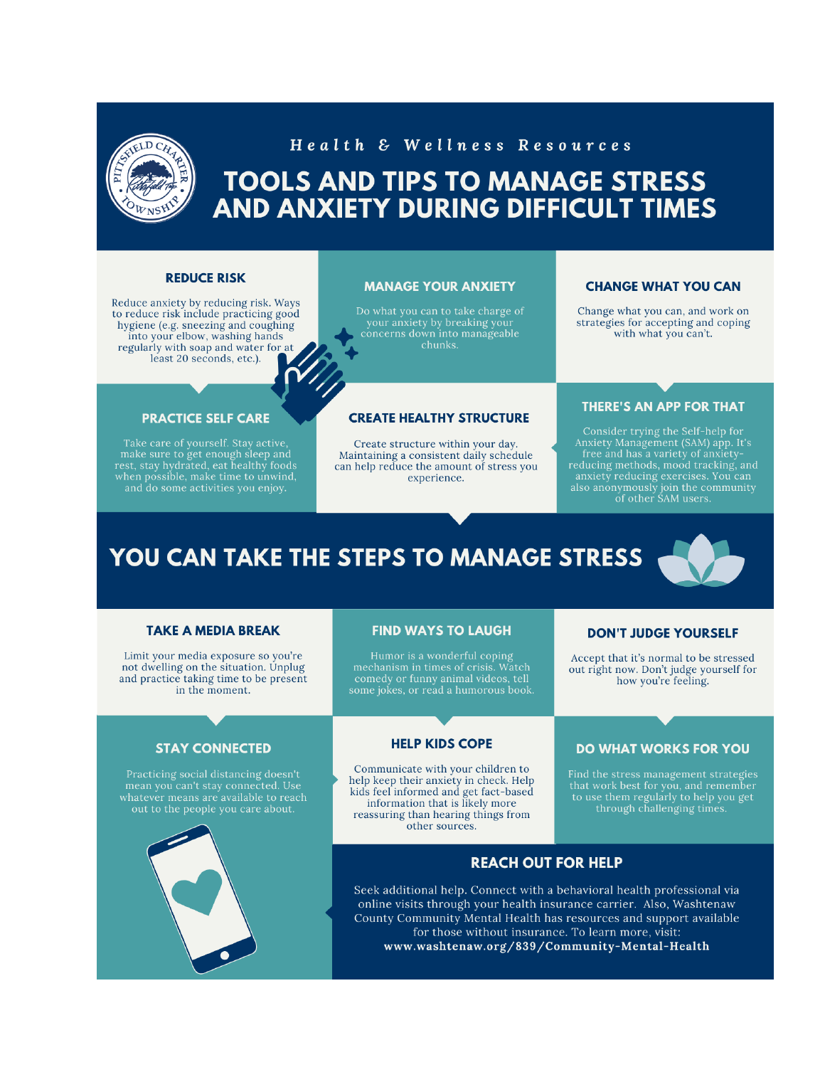*Health & Wellness Resources*

# TOOLS AND TIPS TO MANAGE STRESS AND ANXIETY DURING DIFFICULT TIMES

### REDUCE RISK

Reduce anxiety by reducing risk. Ways to reduce risk include practicing good hygiene (e.g. sneezing and coughing into your elbow, washing hands regularly with soap and water for at least 20 seconds, etc.).

### MANAGE YOUR ANXIETY

Do what you can to take charge of your anxiety by breaking your concerns down into manageable chunks.

### CHANGE WHAT YOU CAN

Change what you can, and work on strategies for accepting and coping with what you can't.

### PRACTICE SELF CARE

Take care of yourself. Stay active, make sure to get enough sleep and rest, stay hydrated, eat healthy foods when possible, make time to unwind, and do some activities you enjoy.

### CREATE HEALTHY STRUCTURE

Create structure within your day. Maintaining a consistent daily schedule can help reduce the amount of stress you experience.

### THERE'S AN APP FOR THAT

Consider trying the Self-help for Anxiety Management (SAM) app. It's free and has a variety of anxiety-reducing methods, mood tracking, and anxiety reducing exercises. You can also anonymously join the community of other SAM users.

## YOU CAN TAKE THE STEPS TO MANAGE STRESS

### TAKE A MEDIA BREAK

Limit your media exposure so you're not dwelling on the situation. Unplug and practice taking time to be present in the moment.

### FIND WAYS TO LAUGH

Humor is a wonderful coping mechanism in times of crisis. Watch comedy or funny animal videos, tell some jokes, or read a humorous book.

### DON'T JUDGE YOURSELF

Accept that it's normal to be stressed out right now. Don't judge yourself for how you're feeling.

### STAY CONNECTED

Practicing social distancing doesn't mean you can't stay connected. Use whatever means are available to reach out to the people you care about.

### HELP KIDS COPE

Communicate with your children to help keep their anxiety in check. Help kids feel informed and get fact-based information that is likely more reassuring than hearing things from other sources.

### DO WHAT WORKS FOR YOU

Find the stress management strategies that work best for you, and remember to use them regularly to help you get through challenging times.

### REACH OUT FOR HELP

Seek additional help. Connect with a behavioral health professional via online visits through your health insurance carrier. Also, Washtenaw County Community Mental Health has resources and support available for those without insurance. To learn more, visit:
**www.washtenaw.org/839/Community-Mental-Health**